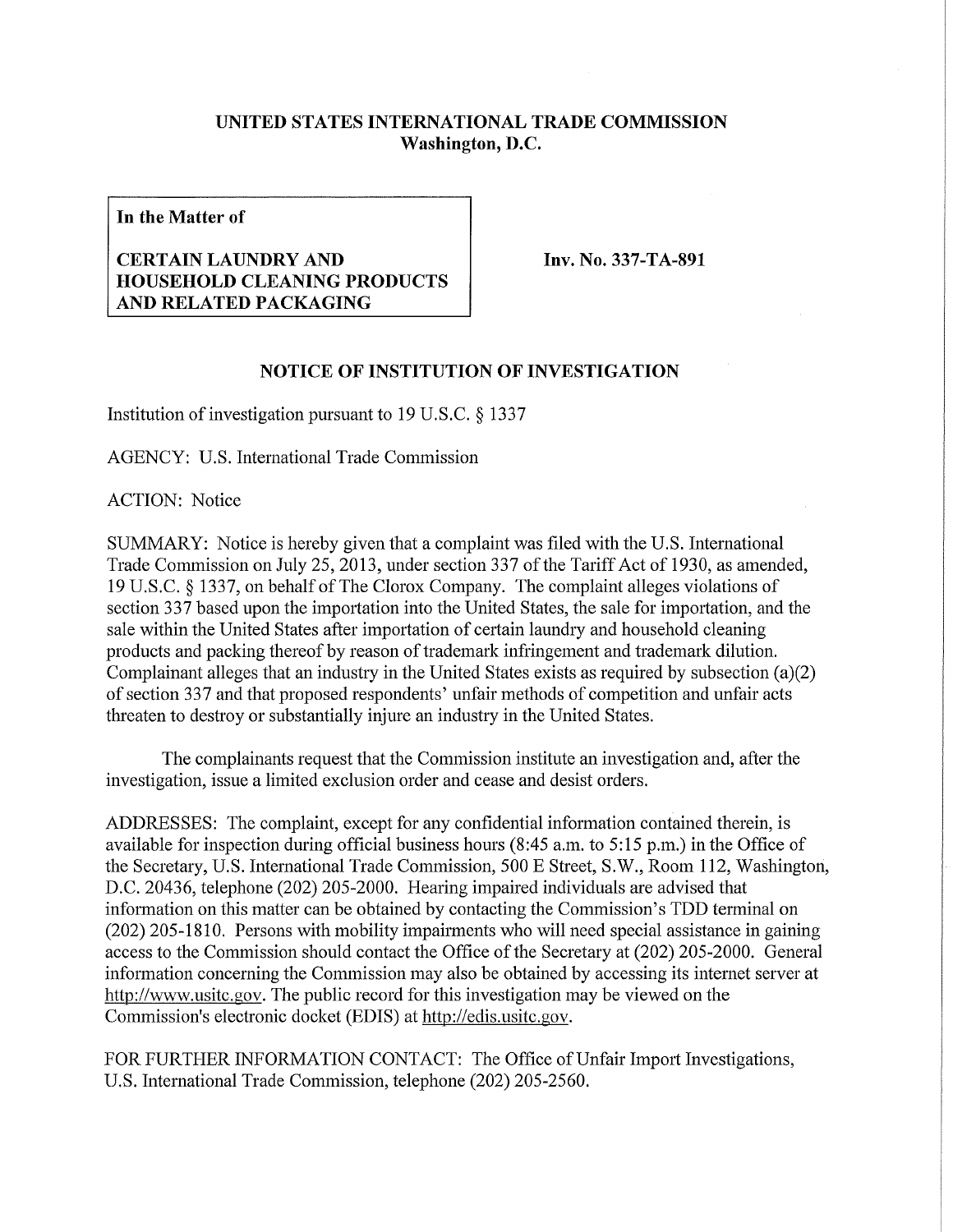**UNITED STATES INTERNATIONAL TRADE COMMISSION**
**Washington, D.C.**

| **In the Matter of** | |
| --- | --- |
| **CERTAIN LAUNDRY AND HOUSEHOLD CLEANING PRODUCTS AND RELATED PACKAGING** | **Inv. No. 337-TA-891** |

## NOTICE OF INSTITUTION OF INVESTIGATION

Institution of investigation pursuant to 19 U.S.C. § 1337

AGENCY: U.S. International Trade Commission

ACTION: Notice

SUMMARY: Notice is hereby given that a complaint was filed with the U.S. International Trade Commission on July 25, 2013, under section 337 of the Tariff Act of 1930, as amended, 19 U.S.C. § 1337, on behalf of The Clorox Company. The complaint alleges violations of section 337 based upon the importation into the United States, the sale for importation, and the sale within the United States after importation of certain laundry and household cleaning products and packing thereof by reason of trademark infringement and trademark dilution. Complainant alleges that an industry in the United States exists as required by subsection (a)(2) of section 337 and that proposed respondents' unfair methods of competition and unfair acts threaten to destroy or substantially injure an industry in the United States.

The complainants request that the Commission institute an investigation and, after the investigation, issue a limited exclusion order and cease and desist orders.

ADDRESSES: The complaint, except for any confidential information contained therein, is available for inspection during official business hours (8:45 a.m. to 5:15 p.m.) in the Office of the Secretary, U.S. International Trade Commission, 500 E Street, S.W., Room 112, Washington, D.C. 20436, telephone (202) 205-2000. Hearing impaired individuals are advised that information on this matter can be obtained by contacting the Commission's TDD terminal on (202) 205-1810. Persons with mobility impairments who will need special assistance in gaining access to the Commission should contact the Office of the Secretary at (202) 205-2000. General information concerning the Commission may also be obtained by accessing its internet server at http://www.usitc.gov. The public record for this investigation may be viewed on the Commission's electronic docket (EDIS) at http://edis.usitc.gov.

FOR FURTHER INFORMATION CONTACT: The Office of Unfair Import Investigations, U.S. International Trade Commission, telephone (202) 205-2560.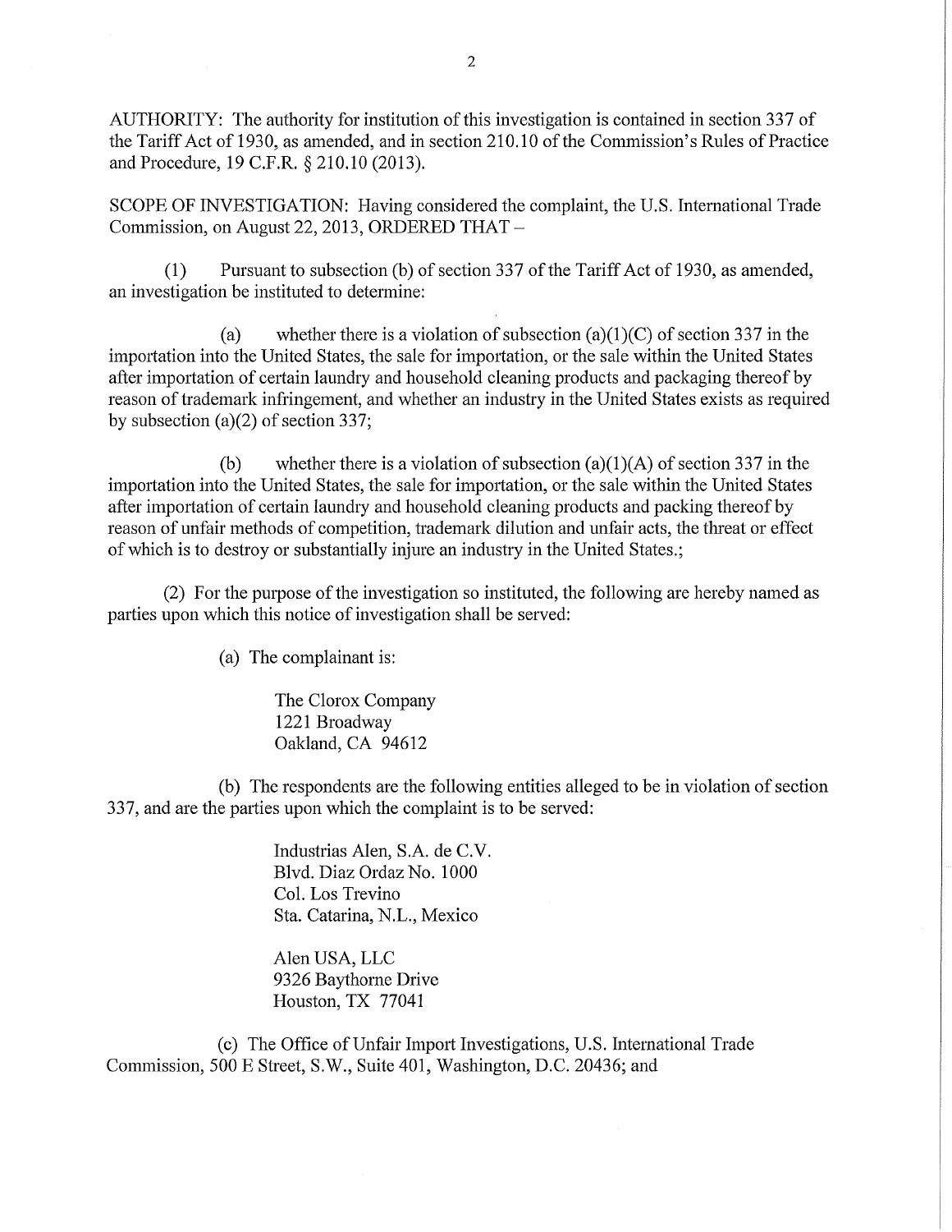AUTHORITY: The authority for institution of this investigation is contained in section 337 of the Tariff Act of 1930, as amended, and in section 210.10 of the Commission's Rules of Practice and Procedure, 19 C.F.R. § 210.10 (2013).

SCOPE OF INVESTIGATION: Having considered the complaint, the U.S. International Trade Commission, on August 22, 2013, ORDERED THAT –

(1) Pursuant to subsection (b) of section 337 of the Tariff Act of 1930, as amended, an investigation be instituted to determine:

(a) whether there is a violation of subsection (a)(1)(C) of section 337 in the importation into the United States, the sale for importation, or the sale within the United States after importation of certain laundry and household cleaning products and packaging thereof by reason of trademark infringement, and whether an industry in the United States exists as required by subsection (a)(2) of section 337;

(b) whether there is a violation of subsection (a)(1)(A) of section 337 in the importation into the United States, the sale for importation, or the sale within the United States after importation of certain laundry and household cleaning products and packing thereof by reason of unfair methods of competition, trademark dilution and unfair acts, the threat or effect of which is to destroy or substantially injure an industry in the United States.;

(2) For the purpose of the investigation so instituted, the following are hereby named as parties upon which this notice of investigation shall be served:

(a) The complainant is:

The Clorox Company
1221 Broadway
Oakland, CA 94612

(b) The respondents are the following entities alleged to be in violation of section 337, and are the parties upon which the complaint is to be served:

Industrias Alen, S.A. de C.V.
Blvd. Diaz Ordaz No. 1000
Col. Los Trevino
Sta. Catarina, N.L., Mexico

Alen USA, LLC
9326 Baythorne Drive
Houston, TX 77041

(c) The Office of Unfair Import Investigations, U.S. International Trade Commission, 500 E Street, S.W., Suite 401, Washington, D.C. 20436; and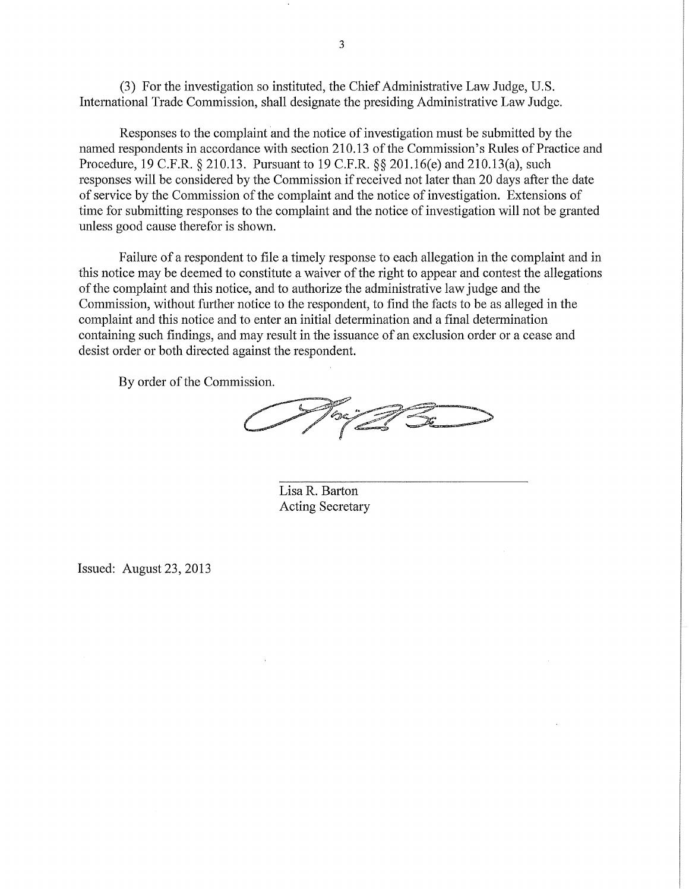(3) For the investigation so instituted, the Chief Administrative Law Judge, U.S. International Trade Commission, shall designate the presiding Administrative Law Judge.

Responses to the complaint and the notice of investigation must be submitted by the named respondents in accordance with section 210.13 of the Commission's Rules of Practice and Procedure, 19 C.F.R. § 210.13. Pursuant to 19 C.F.R. §§ 201.16(e) and 210.13(a), such responses will be considered by the Commission if received not later than 20 days after the date of service by the Commission of the complaint and the notice of investigation. Extensions of time for submitting responses to the complaint and the notice of investigation will not be granted unless good cause therefor is shown.

Failure of a respondent to file a timely response to each allegation in the complaint and in this notice may be deemed to constitute a waiver of the right to appear and contest the allegations of the complaint and this notice, and to authorize the administrative law judge and the Commission, without further notice to the respondent, to find the facts to be as alleged in the complaint and this notice and to enter an initial determination and a final determination containing such findings, and may result in the issuance of an exclusion order or a cease and desist order or both directed against the respondent.

By order of the Commission.

Lisa R. Barton
Acting Secretary

Issued: August 23, 2013